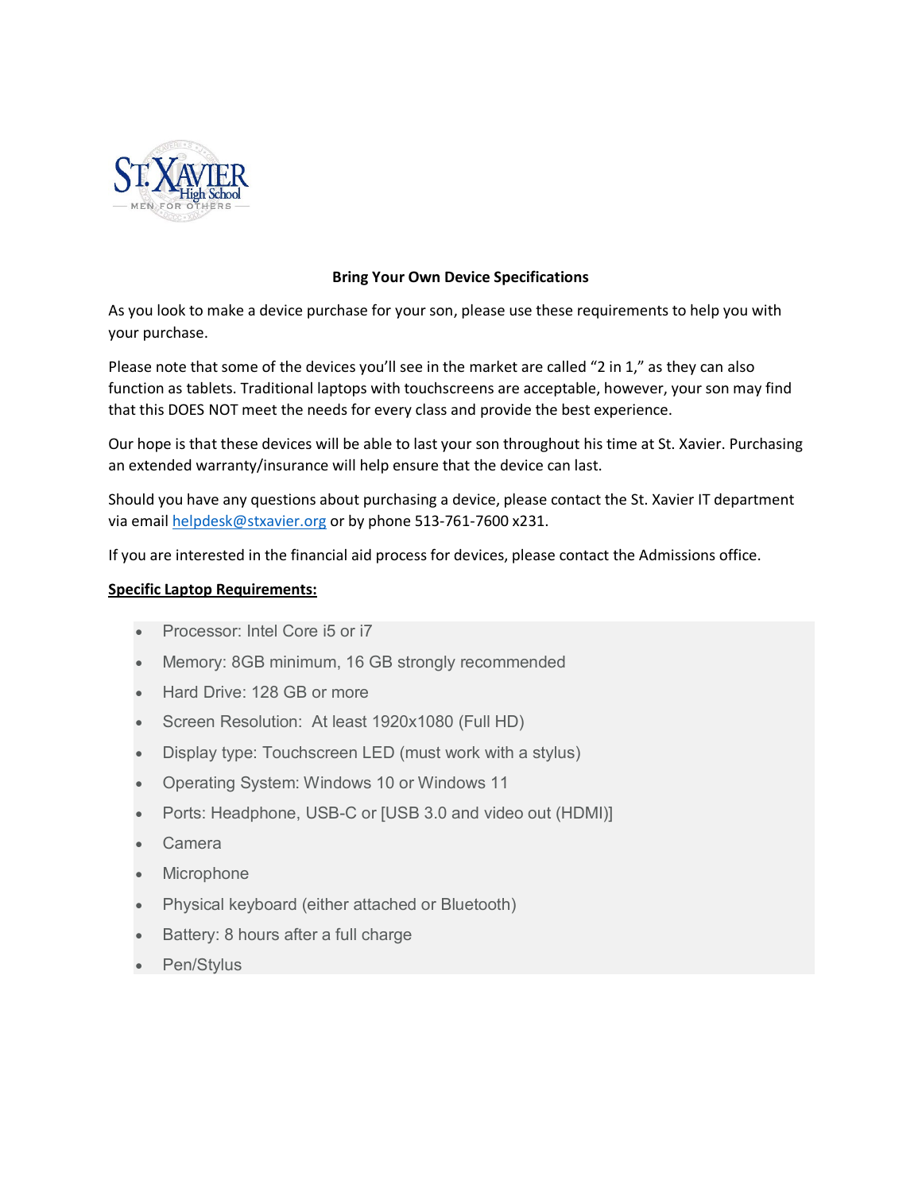**Bring Your Own Device Specifications**

As you look to make a device purchase for your son, please use these requirements to help you with your purchase.

Please note that some of the devices you'll see in the market are called "2 in 1," as they can also function as tablets. Traditional laptops with touchscreens are acceptable, however, your son may find that this DOES NOT meet the needs for every class and provide the best experience.

Our hope is that these devices will be able to last your son throughout his time at St. Xavier. Purchasing an extended warranty/insurance will help ensure that the device can last.

Should you have any questions about purchasing a device, please contact the St. Xavier IT department via email helpdesk@stxavier.org or by phone 513-761-7600 x231.

If you are interested in the financial aid process for devices, please contact the Admissions office.

**Specific Laptop Requirements:**

- Processor: Intel Core i5 or i7
- Memory: 8GB minimum, 16 GB strongly recommended
- Hard Drive: 128 GB or more
- Screen Resolution: At least 1920x1080 (Full HD)
- Display type: Touchscreen LED (must work with a stylus)
- Operating System: Windows 10 or Windows 11
- Ports: Headphone, USB-C or [USB 3.0 and video out (HDMI)]
- Camera
- Microphone
- Physical keyboard (either attached or Bluetooth)
- Battery: 8 hours after a full charge
- Pen/Stylus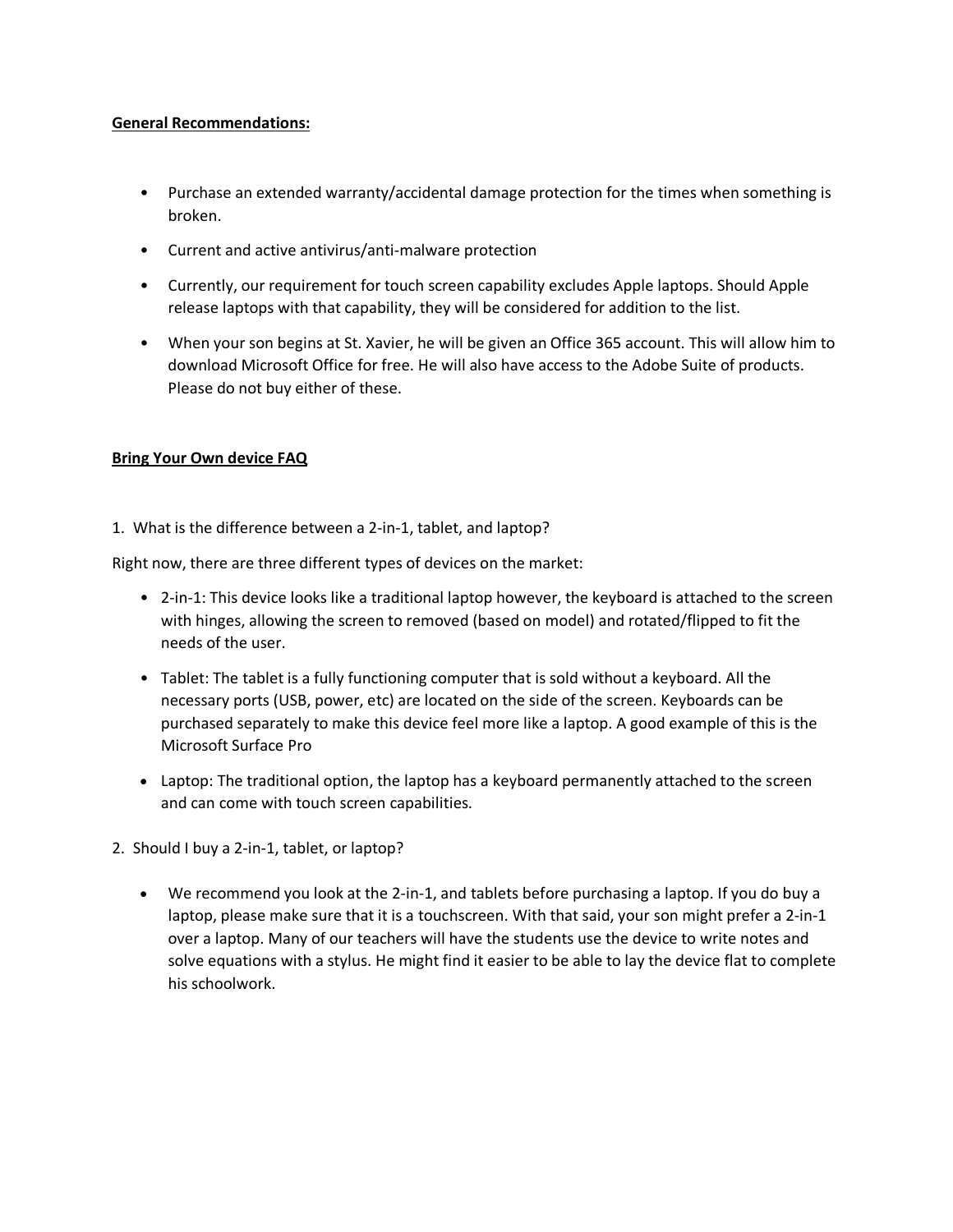**General Recommendations:**

- Purchase an extended warranty/accidental damage protection for the times when something is broken.
- Current and active antivirus/anti-malware protection
- Currently, our requirement for touch screen capability excludes Apple laptops. Should Apple release laptops with that capability, they will be considered for addition to the list.
- When your son begins at St. Xavier, he will be given an Office 365 account. This will allow him to download Microsoft Office for free. He will also have access to the Adobe Suite of products. Please do not buy either of these.

**Bring Your Own device FAQ**

1. What is the difference between a 2-in-1, tablet, and laptop?

Right now, there are three different types of devices on the market:

- 2-in-1: This device looks like a traditional laptop however, the keyboard is attached to the screen with hinges, allowing the screen to removed (based on model) and rotated/flipped to fit the needs of the user.
- Tablet: The tablet is a fully functioning computer that is sold without a keyboard. All the necessary ports (USB, power, etc) are located on the side of the screen. Keyboards can be purchased separately to make this device feel more like a laptop. A good example of this is the Microsoft Surface Pro
- Laptop: The traditional option, the laptop has a keyboard permanently attached to the screen and can come with touch screen capabilities.

2. Should I buy a 2-in-1, tablet, or laptop?

- We recommend you look at the 2-in-1, and tablets before purchasing a laptop. If you do buy a laptop, please make sure that it is a touchscreen. With that said, your son might prefer a 2-in-1 over a laptop. Many of our teachers will have the students use the device to write notes and solve equations with a stylus. He might find it easier to be able to lay the device flat to complete his schoolwork.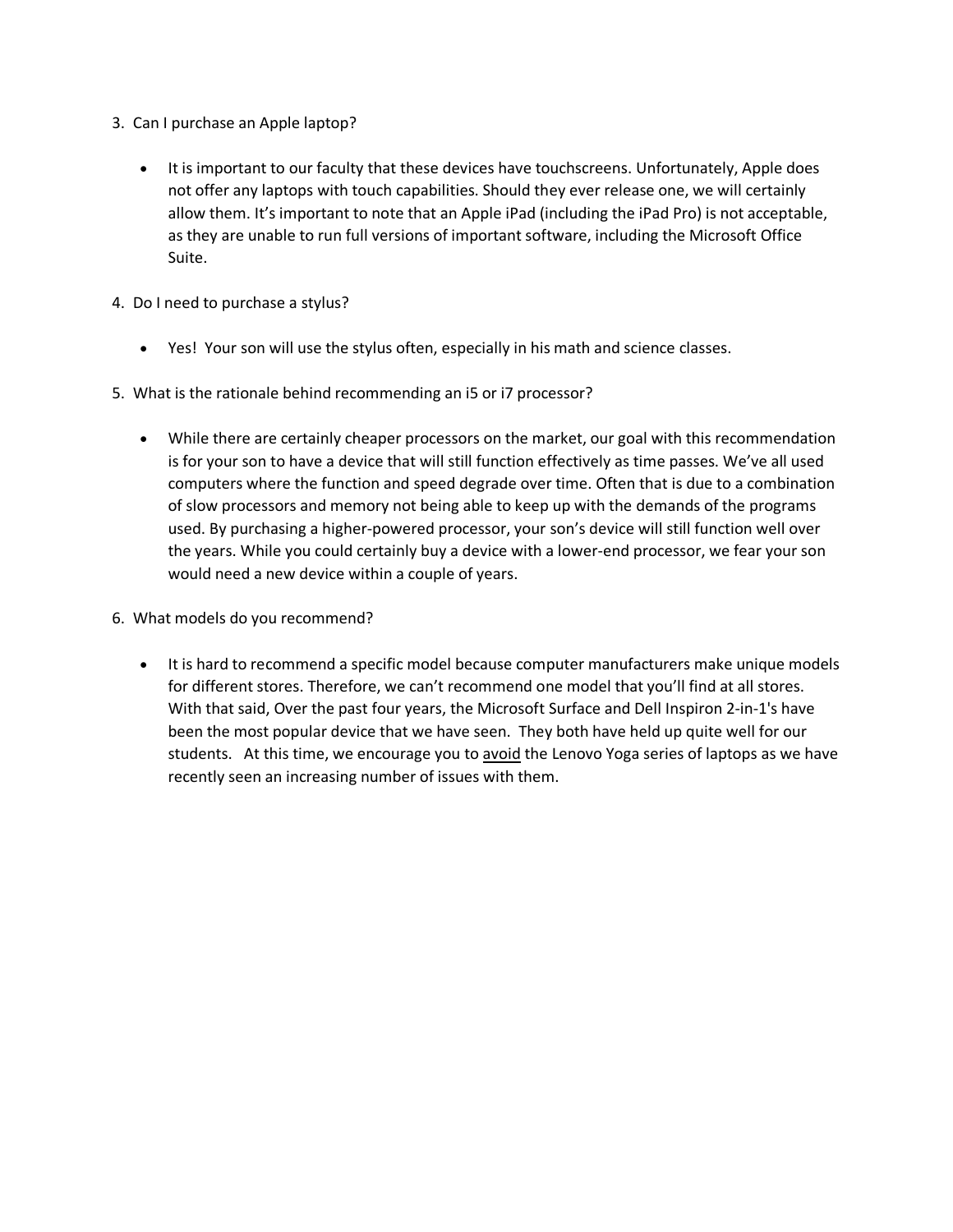3. Can I purchase an Apple laptop?

    - It is important to our faculty that these devices have touchscreens. Unfortunately, Apple does not offer any laptops with touch capabilities. Should they ever release one, we will certainly allow them. It's important to note that an Apple iPad (including the iPad Pro) is not acceptable, as they are unable to run full versions of important software, including the Microsoft Office Suite.

4. Do I need to purchase a stylus?

    - Yes! Your son will use the stylus often, especially in his math and science classes.

5. What is the rationale behind recommending an i5 or i7 processor?

    - While there are certainly cheaper processors on the market, our goal with this recommendation is for your son to have a device that will still function effectively as time passes. We've all used computers where the function and speed degrade over time. Often that is due to a combination of slow processors and memory not being able to keep up with the demands of the programs used. By purchasing a higher-powered processor, your son's device will still function well over the years. While you could certainly buy a device with a lower-end processor, we fear your son would need a new device within a couple of years.

6. What models do you recommend?

    - It is hard to recommend a specific model because computer manufacturers make unique models for different stores. Therefore, we can't recommend one model that you'll find at all stores. With that said, Over the past four years, the Microsoft Surface and Dell Inspiron 2-in-1's have been the most popular device that we have seen. They both have held up quite well for our students. At this time, we encourage you to <u>avoid</u> the Lenovo Yoga series of laptops as we have recently seen an increasing number of issues with them.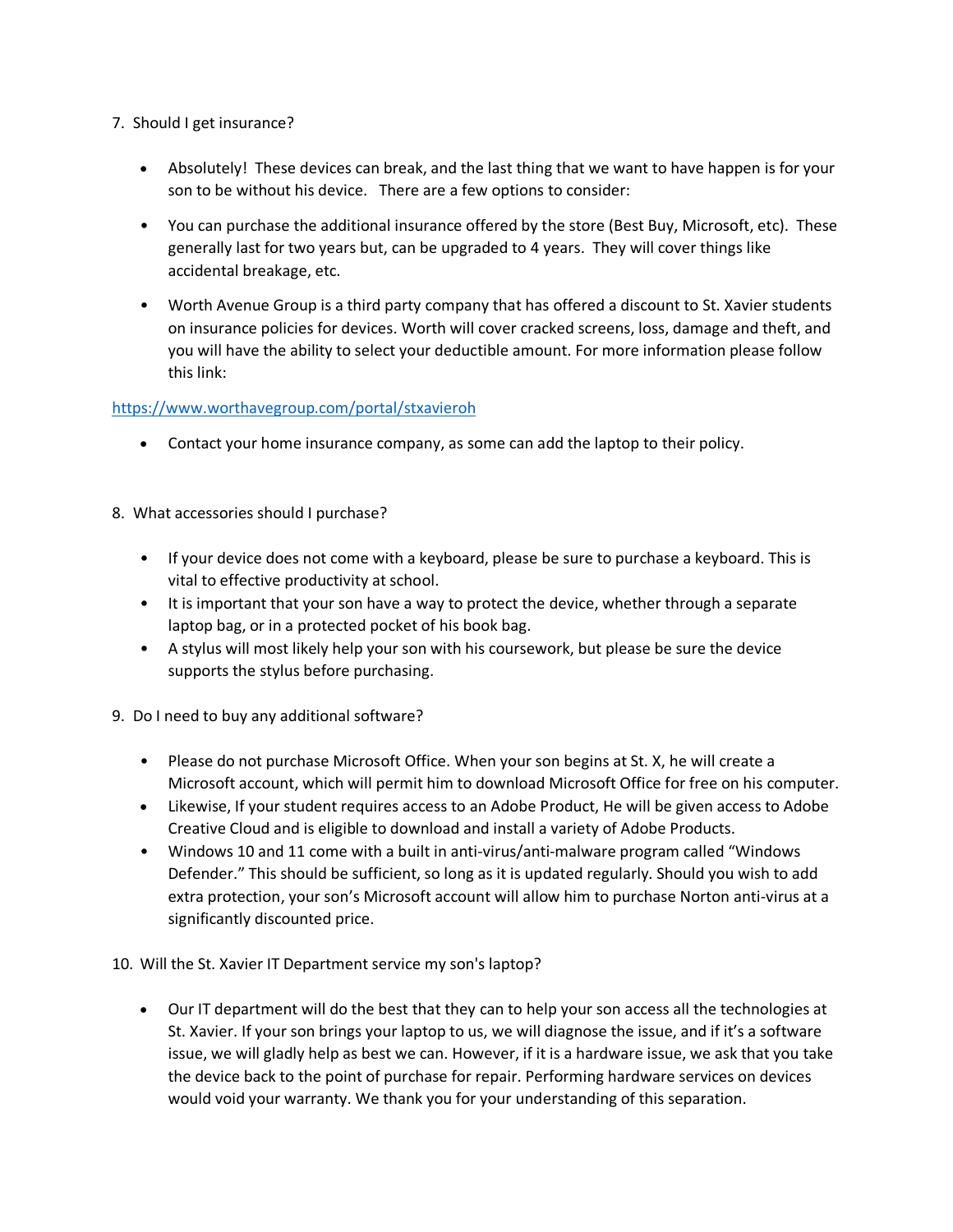7. Should I get insurance?

   - Absolutely! These devices can break, and the last thing that we want to have happen is for your son to be without his device. There are a few options to consider:
   - You can purchase the additional insurance offered by the store (Best Buy, Microsoft, etc). These generally last for two years but, can be upgraded to 4 years. They will cover things like accidental breakage, etc.
   - Worth Avenue Group is a third party company that has offered a discount to St. Xavier students on insurance policies for devices. Worth will cover cracked screens, loss, damage and theft, and you will have the ability to select your deductible amount. For more information please follow this link:

   [https://www.worthavegroup.com/portal/stxavieroh](https://www.worthavegroup.com/portal/stxavieroh)

   - Contact your home insurance company, as some can add the laptop to their policy.

8. What accessories should I purchase?

   - If your device does not come with a keyboard, please be sure to purchase a keyboard. This is vital to effective productivity at school.
   - It is important that your son have a way to protect the device, whether through a separate laptop bag, or in a protected pocket of his book bag.
   - A stylus will most likely help your son with his coursework, but please be sure the device supports the stylus before purchasing.

9. Do I need to buy any additional software?

   - Please do not purchase Microsoft Office. When your son begins at St. X, he will create a Microsoft account, which will permit him to download Microsoft Office for free on his computer.
   - Likewise, If your student requires access to an Adobe Product, He will be given access to Adobe Creative Cloud and is eligible to download and install a variety of Adobe Products.
   - Windows 10 and 11 come with a built in anti-virus/anti-malware program called "Windows Defender." This should be sufficient, so long as it is updated regularly. Should you wish to add extra protection, your son's Microsoft account will allow him to purchase Norton anti-virus at a significantly discounted price.

10. Will the St. Xavier IT Department service my son's laptop?

    - Our IT department will do the best that they can to help your son access all the technologies at St. Xavier. If your son brings your laptop to us, we will diagnose the issue, and if it's a software issue, we will gladly help as best we can. However, if it is a hardware issue, we ask that you take the device back to the point of purchase for repair. Performing hardware services on devices would void your warranty. We thank you for your understanding of this separation.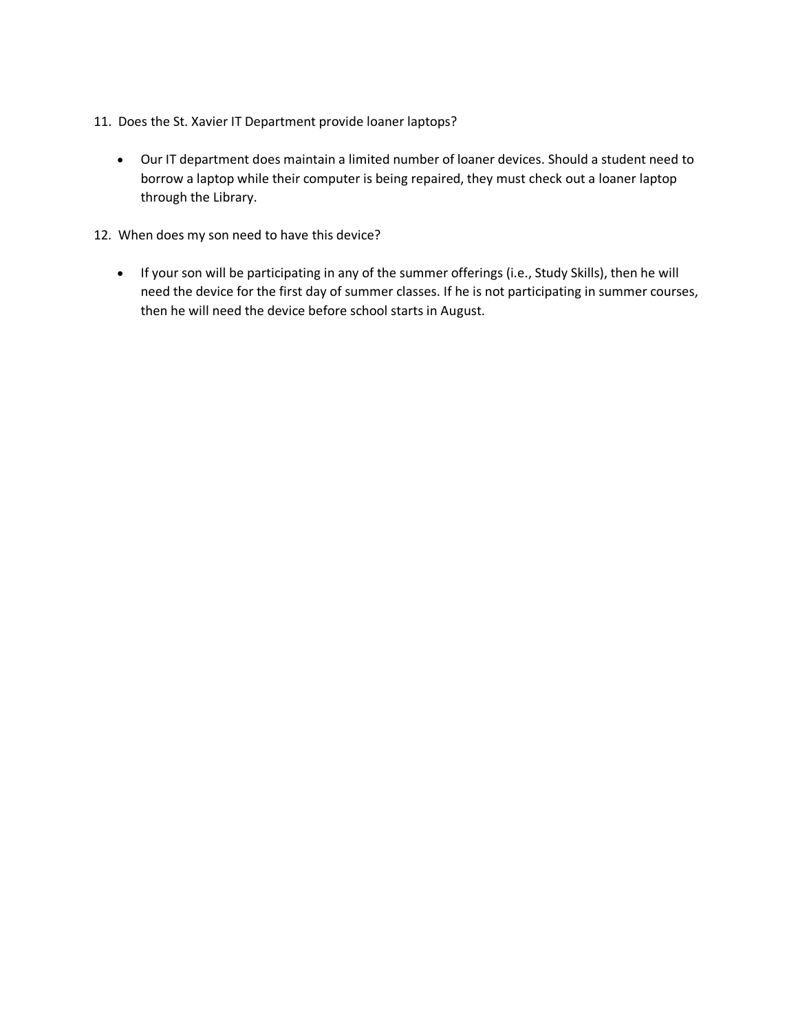11. Does the St. Xavier IT Department provide loaner laptops?

    - Our IT department does maintain a limited number of loaner devices. Should a student need to borrow a laptop while their computer is being repaired, they must check out a loaner laptop through the Library.

12. When does my son need to have this device?

    - If your son will be participating in any of the summer offerings (i.e., Study Skills), then he will need the device for the first day of summer classes. If he is not participating in summer courses, then he will need the device before school starts in August.